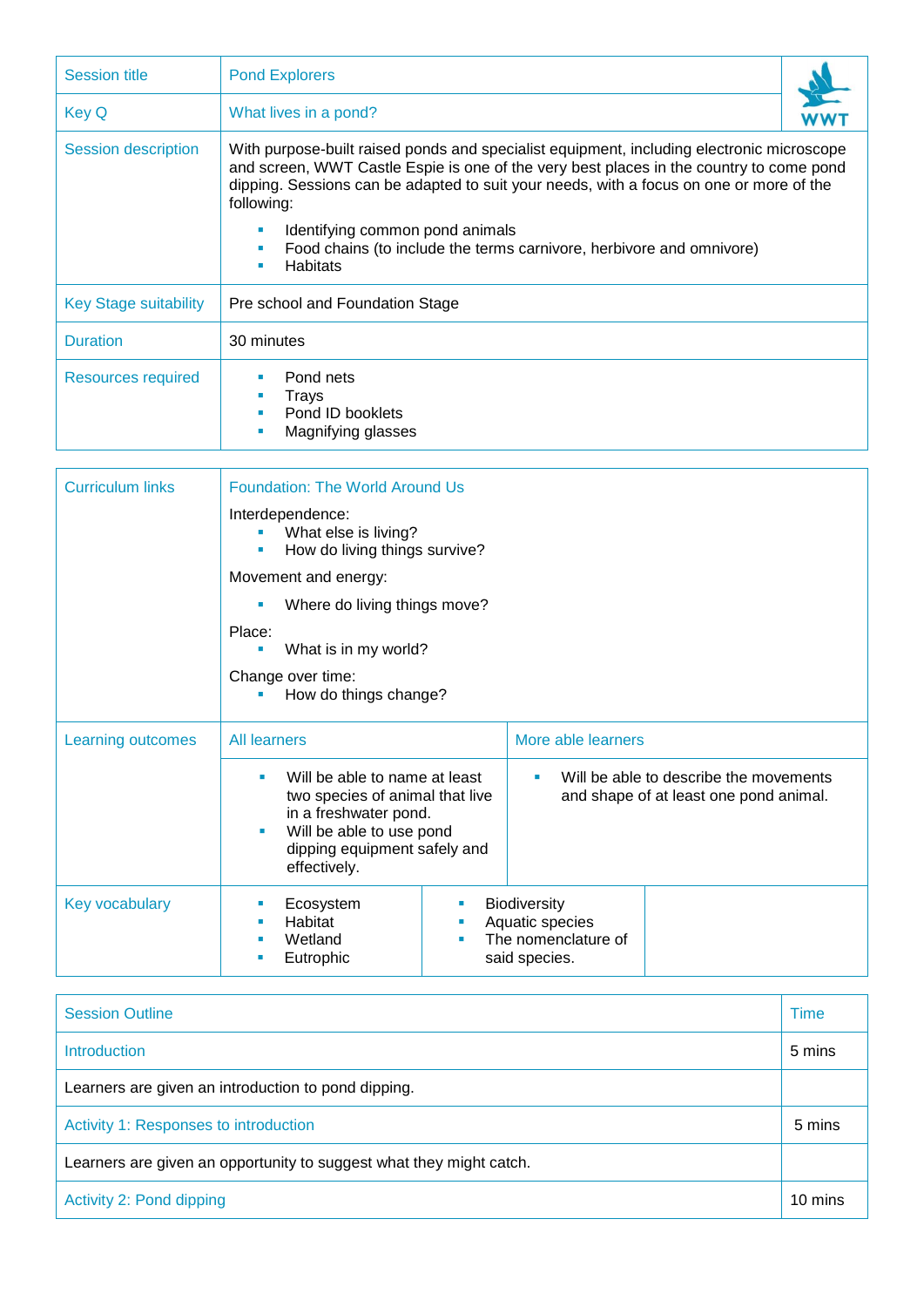| Session title | Pond Explorers |
|---|---|
| Key Q | What lives in a pond? |
| Session description | With purpose-built raised ponds and specialist equipment, including electronic microscope and screen, WWT Castle Espie is one of the very best places in the country to come pond dipping. Sessions can be adapted to suit your needs, with a focus on one or more of the following:<br>▪ Identifying common pond animals<br>▪ Food chains (to include the terms carnivore, herbivore and omnivore)<br>▪ Habitats |
| Key Stage suitability | Pre school and Foundation Stage |
| Duration | 30 minutes |
| Resources required | ▪ Pond nets<br>▪ Trays<br>▪ Pond ID booklets<br>▪ Magnifying glasses |

| Curriculum links | Foundation: The World Around Us<br>Interdependence:<br>▪ What else is living?<br>▪ How do living things survive?<br>Movement and energy:<br>▪ Where do living things move?<br>Place:<br>▪ What is in my world?<br>Change over time:<br>▪ How do things change? | |
|---|---|---|
| Learning outcomes | All learners | More able learners |
| | ▪ Will be able to name at least two species of animal that live in a freshwater pond.<br>▪ Will be able to use pond dipping equipment safely and effectively. | ▪ Will be able to describe the movements and shape of at least one pond animal. |
| Key vocabulary | ▪ Ecosystem<br>▪ Habitat<br>▪ Wetland<br>▪ Eutrophic | ▪ Biodiversity<br>▪ Aquatic species<br>▪ The nomenclature of said species. |

| Session Outline | Time |
|---|---|
| Introduction | 5 mins |
| Learners are given an introduction to pond dipping. | |
| Activity 1: Responses to introduction | 5 mins |
| Learners are given an opportunity to suggest what they might catch. | |
| Activity 2: Pond dipping | 10 mins |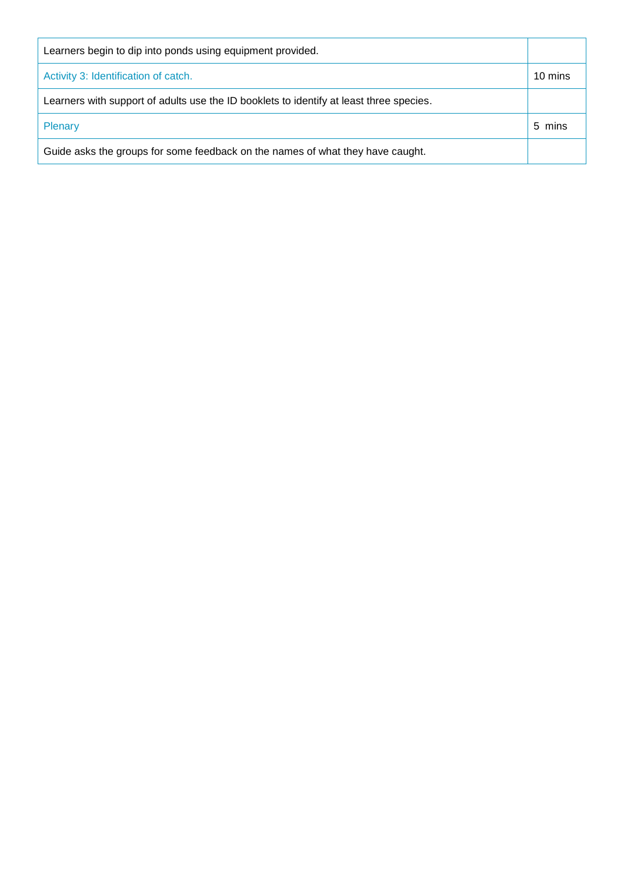| | |
|---|---|
| Learners begin to dip into ponds using equipment provided. | |
| Activity 3: Identification of catch. | 10 mins |
| Learners with support of adults use the ID booklets to identify at least three species. | |
| Plenary | 5 mins |
| Guide asks the groups for some feedback on the names of what they have caught. | |